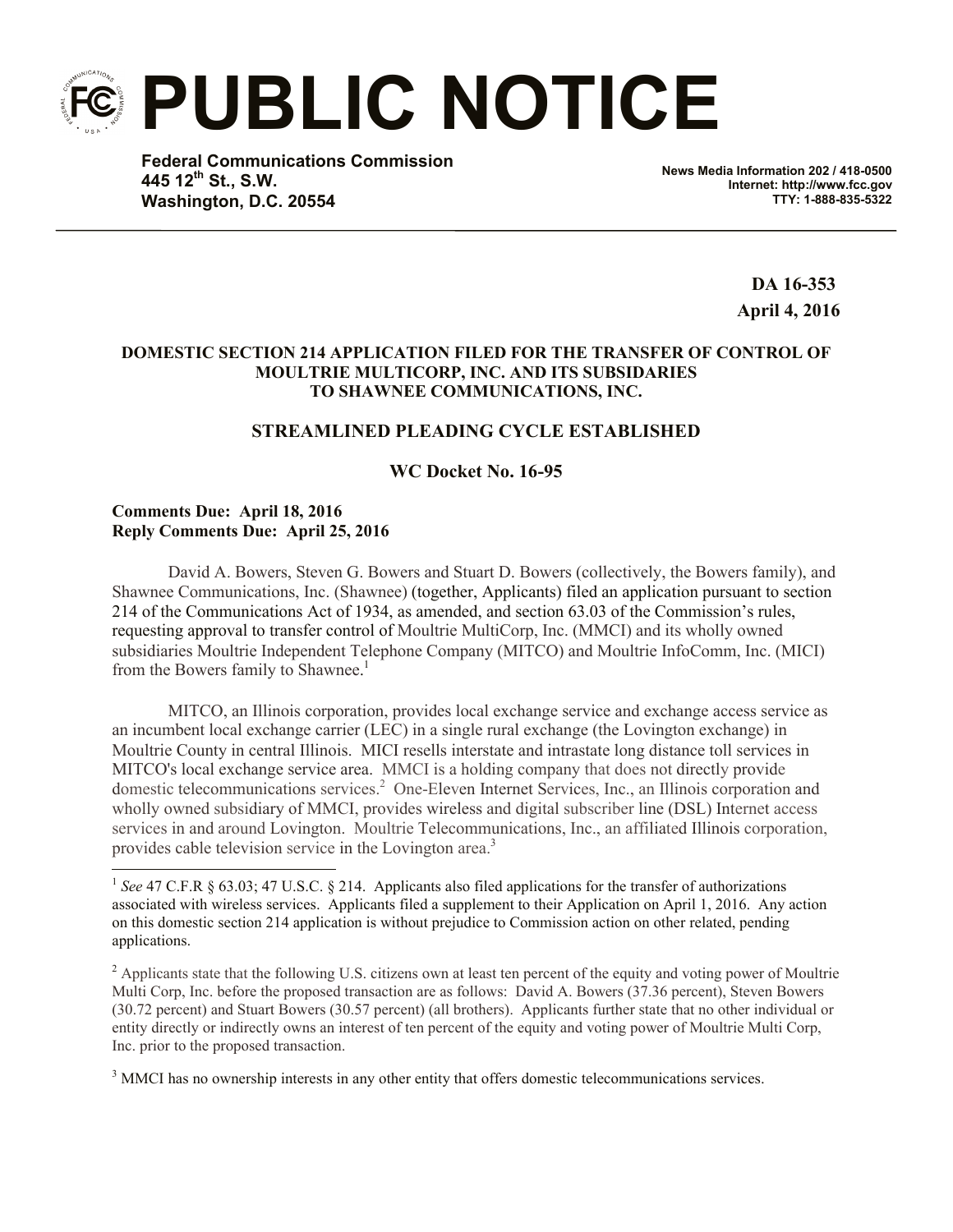# PUBLIC NOTICE

**Federal Communications Commission**
**445 12th St., S.W.**
**Washington, D.C. 20554**

**News Media Information 202 / 418-0500**
**Internet: http://www.fcc.gov**
**TTY: 1-888-835-5322**

**DA 16-353**
**April 4, 2016**

**DOMESTIC SECTION 214 APPLICATION FILED FOR THE TRANSFER OF CONTROL OF MOULTRIE MULTICORP, INC. AND ITS SUBSIDARIES TO SHAWNEE COMMUNICATIONS, INC.**

**STREAMLINED PLEADING CYCLE ESTABLISHED**

**WC Docket No. 16-95**

**Comments Due: April 18, 2016**
**Reply Comments Due: April 25, 2016**

David A. Bowers, Steven G. Bowers and Stuart D. Bowers (collectively, the Bowers family), and Shawnee Communications, Inc. (Shawnee) (together, Applicants) filed an application pursuant to section 214 of the Communications Act of 1934, as amended, and section 63.03 of the Commission's rules, requesting approval to transfer control of Moultrie MultiCorp, Inc. (MMCI) and its wholly owned subsidiaries Moultrie Independent Telephone Company (MITCO) and Moultrie InfoComm, Inc. (MICI) from the Bowers family to Shawnee.[1]

MITCO, an Illinois corporation, provides local exchange service and exchange access service as an incumbent local exchange carrier (LEC) in a single rural exchange (the Lovington exchange) in Moultrie County in central Illinois. MICI resells interstate and intrastate long distance toll services in MITCO's local exchange service area. MMCI is a holding company that does not directly provide domestic telecommunications services.[2] One-Eleven Internet Services, Inc., an Illinois corporation and wholly owned subsidiary of MMCI, provides wireless and digital subscriber line (DSL) Internet access services in and around Lovington. Moultrie Telecommunications, Inc., an affiliated Illinois corporation, provides cable television service in the Lovington area.[3]

---

[1] *See* 47 C.F.R § 63.03; 47 U.S.C. § 214. Applicants also filed applications for the transfer of authorizations associated with wireless services. Applicants filed a supplement to their Application on April 1, 2016. Any action on this domestic section 214 application is without prejudice to Commission action on other related, pending applications.

[2] Applicants state that the following U.S. citizens own at least ten percent of the equity and voting power of Moultrie Multi Corp, Inc. before the proposed transaction are as follows: David A. Bowers (37.36 percent), Steven Bowers (30.72 percent) and Stuart Bowers (30.57 percent) (all brothers). Applicants further state that no other individual or entity directly or indirectly owns an interest of ten percent of the equity and voting power of Moultrie Multi Corp, Inc. prior to the proposed transaction.

[3] MMCI has no ownership interests in any other entity that offers domestic telecommunications services.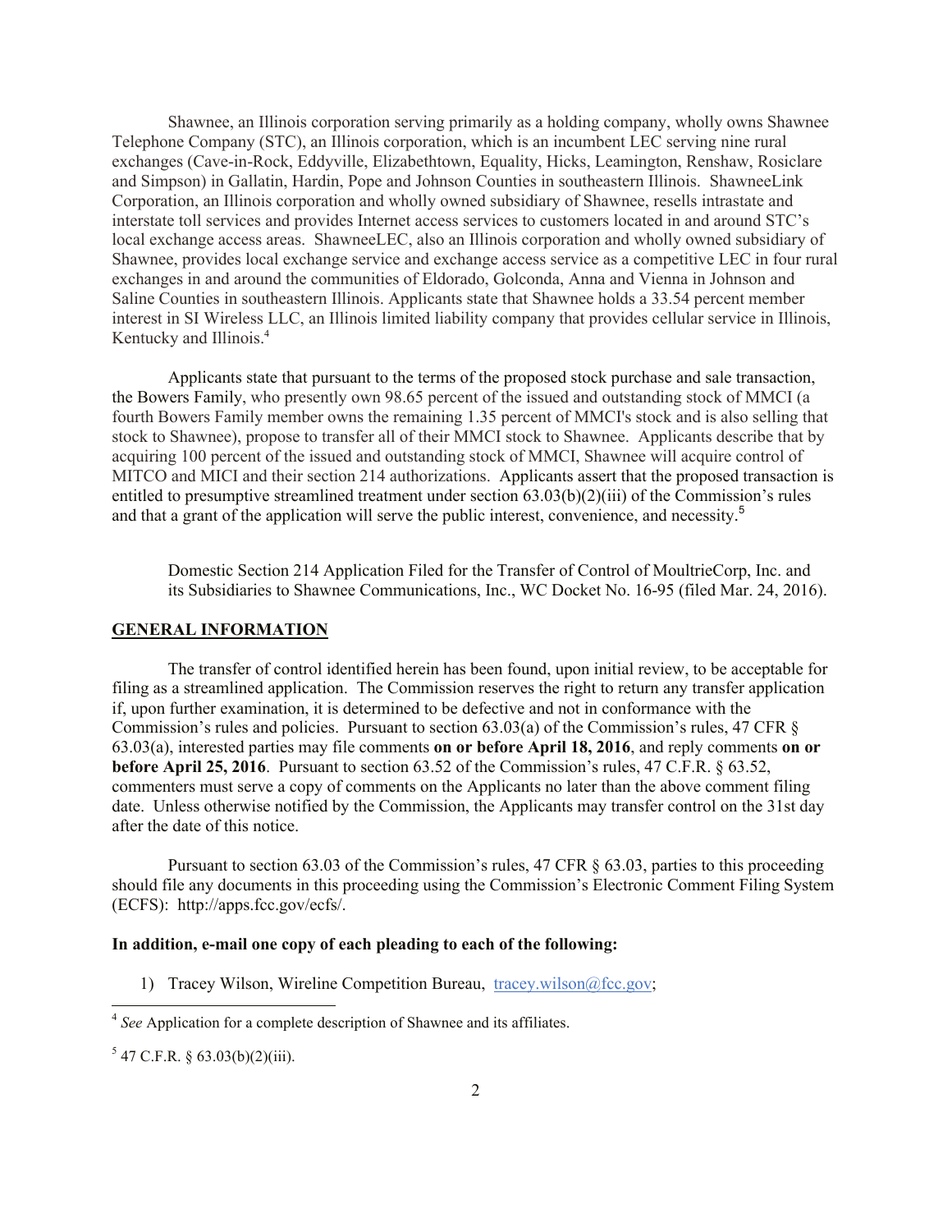Shawnee, an Illinois corporation serving primarily as a holding company, wholly owns Shawnee Telephone Company (STC), an Illinois corporation, which is an incumbent LEC serving nine rural exchanges (Cave-in-Rock, Eddyville, Elizabethtown, Equality, Hicks, Leamington, Renshaw, Rosiclare and Simpson) in Gallatin, Hardin, Pope and Johnson Counties in southeastern Illinois. ShawneeLink Corporation, an Illinois corporation and wholly owned subsidiary of Shawnee, resells intrastate and interstate toll services and provides Internet access services to customers located in and around STC's local exchange access areas. ShawneeLEC, also an Illinois corporation and wholly owned subsidiary of Shawnee, provides local exchange service and exchange access service as a competitive LEC in four rural exchanges in and around the communities of Eldorado, Golconda, Anna and Vienna in Johnson and Saline Counties in southeastern Illinois. Applicants state that Shawnee holds a 33.54 percent member interest in SI Wireless LLC, an Illinois limited liability company that provides cellular service in Illinois, Kentucky and Illinois.[4]

Applicants state that pursuant to the terms of the proposed stock purchase and sale transaction, the Bowers Family, who presently own 98.65 percent of the issued and outstanding stock of MMCI (a fourth Bowers Family member owns the remaining 1.35 percent of MMCI's stock and is also selling that stock to Shawnee), propose to transfer all of their MMCI stock to Shawnee. Applicants describe that by acquiring 100 percent of the issued and outstanding stock of MMCI, Shawnee will acquire control of MITCO and MICI and their section 214 authorizations. Applicants assert that the proposed transaction is entitled to presumptive streamlined treatment under section 63.03(b)(2)(iii) of the Commission's rules and that a grant of the application will serve the public interest, convenience, and necessity.[5]

Domestic Section 214 Application Filed for the Transfer of Control of MoultrieCorp, Inc. and its Subsidiaries to Shawnee Communications, Inc., WC Docket No. 16-95 (filed Mar. 24, 2016).

## GENERAL INFORMATION

The transfer of control identified herein has been found, upon initial review, to be acceptable for filing as a streamlined application. The Commission reserves the right to return any transfer application if, upon further examination, it is determined to be defective and not in conformance with the Commission's rules and policies. Pursuant to section 63.03(a) of the Commission's rules, 47 CFR § 63.03(a), interested parties may file comments **on or before April 18, 2016**, and reply comments **on or before April 25, 2016**. Pursuant to section 63.52 of the Commission's rules, 47 C.F.R. § 63.52, commenters must serve a copy of comments on the Applicants no later than the above comment filing date. Unless otherwise notified by the Commission, the Applicants may transfer control on the 31st day after the date of this notice.

Pursuant to section 63.03 of the Commission's rules, 47 CFR § 63.03, parties to this proceeding should file any documents in this proceeding using the Commission's Electronic Comment Filing System (ECFS): http://apps.fcc.gov/ecfs/.

**In addition, e-mail one copy of each pleading to each of the following:**

1) Tracey Wilson, Wireline Competition Bureau, tracey.wilson@fcc.gov;

---

[4] *See* Application for a complete description of Shawnee and its affiliates.

[5] 47 C.F.R. § 63.03(b)(2)(iii).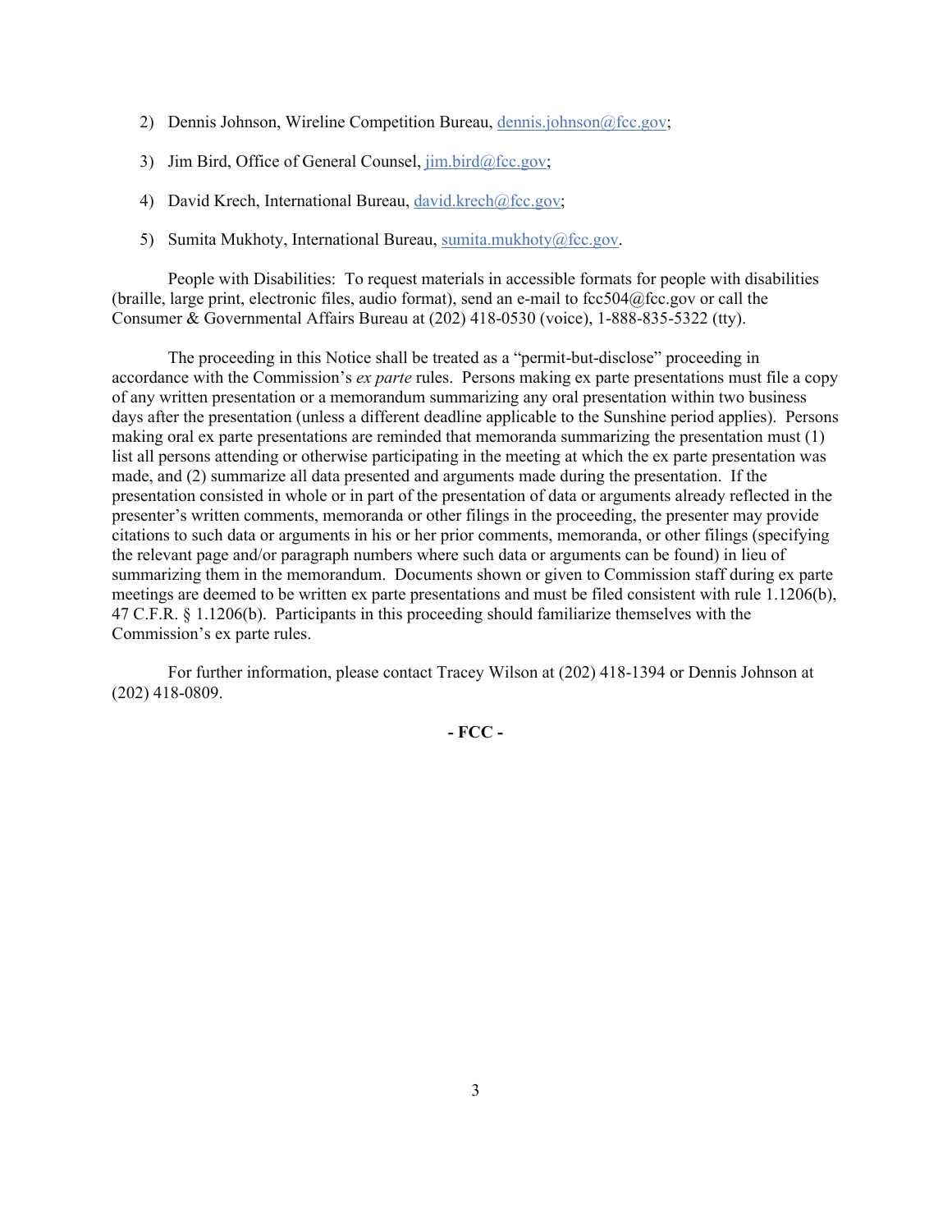2) Dennis Johnson, Wireline Competition Bureau, dennis.johnson@fcc.gov;

3) Jim Bird, Office of General Counsel, jim.bird@fcc.gov;

4) David Krech, International Bureau, david.krech@fcc.gov;

5) Sumita Mukhoty, International Bureau, sumita.mukhoty@fcc.gov.

People with Disabilities: To request materials in accessible formats for people with disabilities (braille, large print, electronic files, audio format), send an e-mail to fcc504@fcc.gov or call the Consumer & Governmental Affairs Bureau at (202) 418-0530 (voice), 1-888-835-5322 (tty).

The proceeding in this Notice shall be treated as a "permit-but-disclose" proceeding in accordance with the Commission's *ex parte* rules. Persons making ex parte presentations must file a copy of any written presentation or a memorandum summarizing any oral presentation within two business days after the presentation (unless a different deadline applicable to the Sunshine period applies). Persons making oral ex parte presentations are reminded that memoranda summarizing the presentation must (1) list all persons attending or otherwise participating in the meeting at which the ex parte presentation was made, and (2) summarize all data presented and arguments made during the presentation. If the presentation consisted in whole or in part of the presentation of data or arguments already reflected in the presenter's written comments, memoranda or other filings in the proceeding, the presenter may provide citations to such data or arguments in his or her prior comments, memoranda, or other filings (specifying the relevant page and/or paragraph numbers where such data or arguments can be found) in lieu of summarizing them in the memorandum. Documents shown or given to Commission staff during ex parte meetings are deemed to be written ex parte presentations and must be filed consistent with rule 1.1206(b), 47 C.F.R. § 1.1206(b). Participants in this proceeding should familiarize themselves with the Commission's ex parte rules.

For further information, please contact Tracey Wilson at (202) 418-1394 or Dennis Johnson at (202) 418-0809.

**- FCC -**